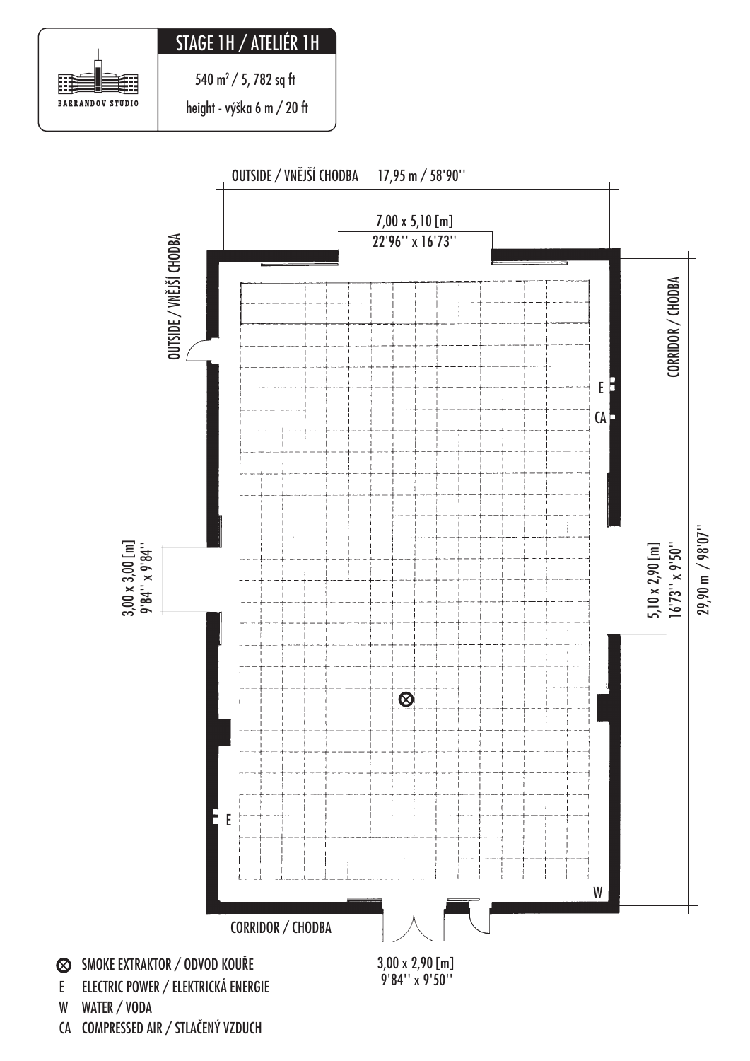BARRANDOV STUDIO

## STAGE 1H / ATELIÉR 1H

540 m² / 5, 782 sq ft

height - výška 6 m / 20 ft

OUTSIDE / VNĚJŠÍ CHODBA 17,95 m / 58'90''

7,00 x 5,10 [m]
22'96'' x 16'73''

OUTSIDE / VNĚJŠÍ CHODBA

CORRIDOR / CHODBA

E

CA

3,00 x 3,00 [m]
9'84'' x 9'84''

5,10 x 2,90 [m]
16'73'' x 9'50''

29,90 m / 98'07''

E

W

CORRIDOR / CHODBA

3,00 x 2,90 [m]
9'84'' x 9'50''

- ⊗ SMOKE EXTRAKTOR / ODVOD KOUŘE
- E ELECTRIC POWER / ELEKTRICKÁ ENERGIE
- W WATER / VODA
- CA COMPRESSED AIR / STLAČENÝ VZDUCH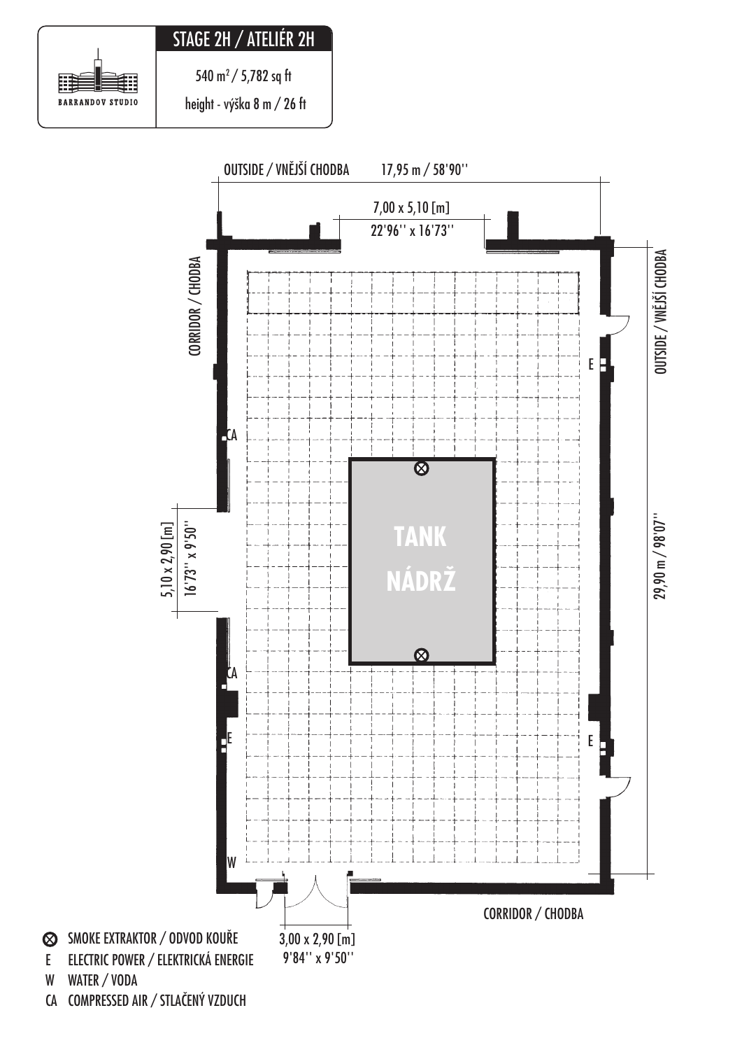BARRANDOV STUDIO

## STAGE 2H / ATELIÉR 2H

540 m² / 5,782 sq ft

height - výška 8 m / 26 ft

OUTSIDE / VNĚJŠÍ CHODBA 17,95 m / 58'90''

7,00 x 5,10 [m]
22'96'' x 16'73''

CORRIDOR / CHODBA

OUTSIDE / VNĚJŠÍ CHODBA

CA

5,10 x 2,90 [m]
16'73'' x 9'50''

TANK
NÁDRŽ

29,90 m / 98'07''

CA

E

E

E

W

CORRIDOR / CHODBA

3,00 x 2,90 [m]
9'84'' x 9'50''

- ⊗ SMOKE EXTRAKTOR / ODVOD KOUŘE
- E ELECTRIC POWER / ELEKTRICKÁ ENERGIE
- W WATER / VODA
- CA COMPRESSED AIR / STLAČENÝ VZDUCH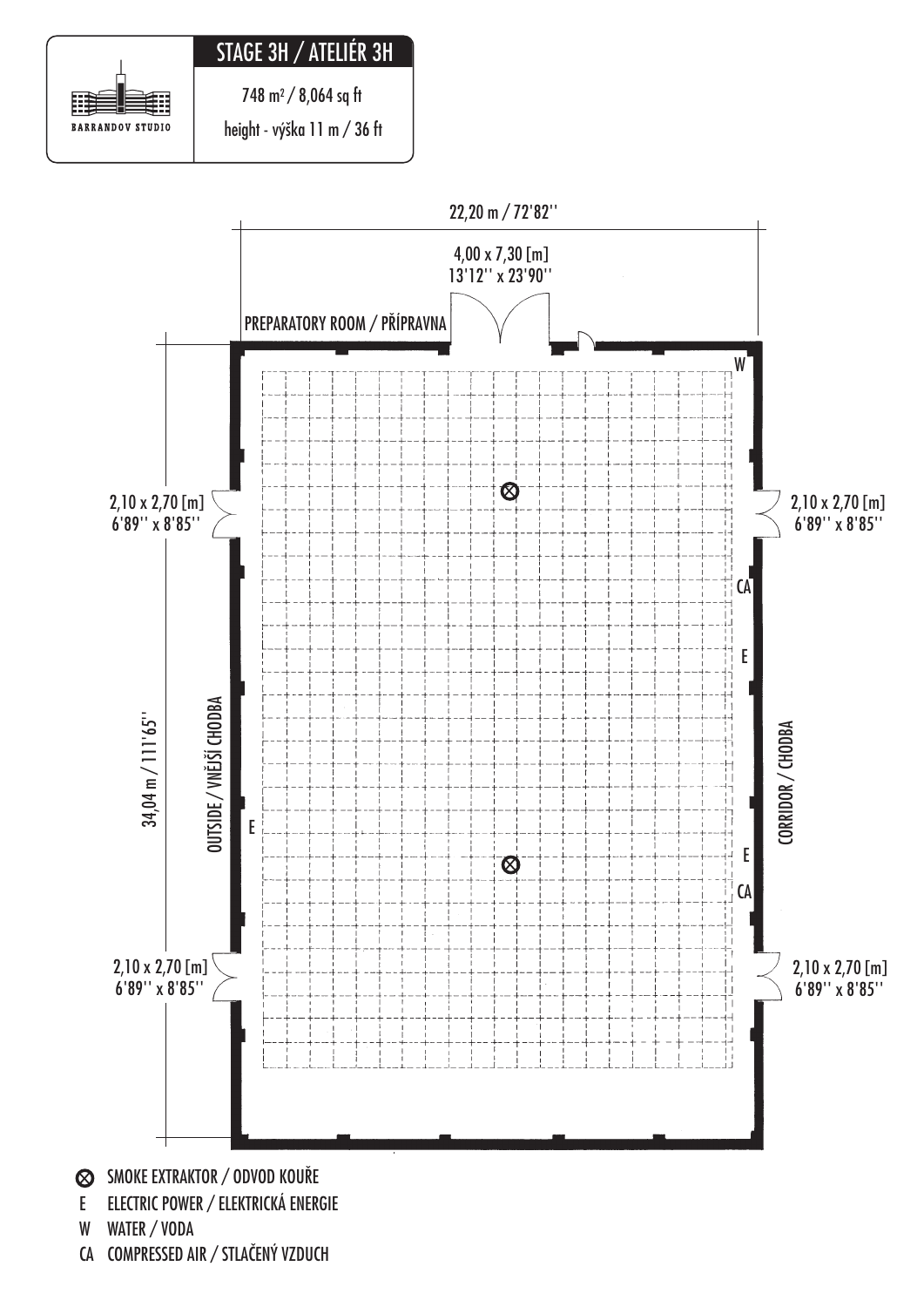BARRANDOV STUDIO

## STAGE 3H / ATELIÉR 3H

748 m² / 8,064 sq ft

height - výška 11 m / 36 ft

22,20 m / 72'82''

4,00 x 7,30 [m]
13'12'' x 23'90''

PREPARATORY ROOM / PŘÍPRAVNA

W

2,10 x 2,70 [m]
6'89'' x 8'85''

2,10 x 2,70 [m]
6'89'' x 8'85''

CA

E

34,04 m / 111'65''

OUTSIDE / VNĚJŠÍ CHODBA

E

CORRIDOR / CHODBA

E

CA

2,10 x 2,70 [m]
6'89'' x 8'85''

2,10 x 2,70 [m]
6'89'' x 8'85''

- ⊗ SMOKE EXTRAKTOR / ODVOD KOUŘE
- E ELECTRIC POWER / ELEKTRICKÁ ENERGIE
- W WATER / VODA
- CA COMPRESSED AIR / STLAČENÝ VZDUCH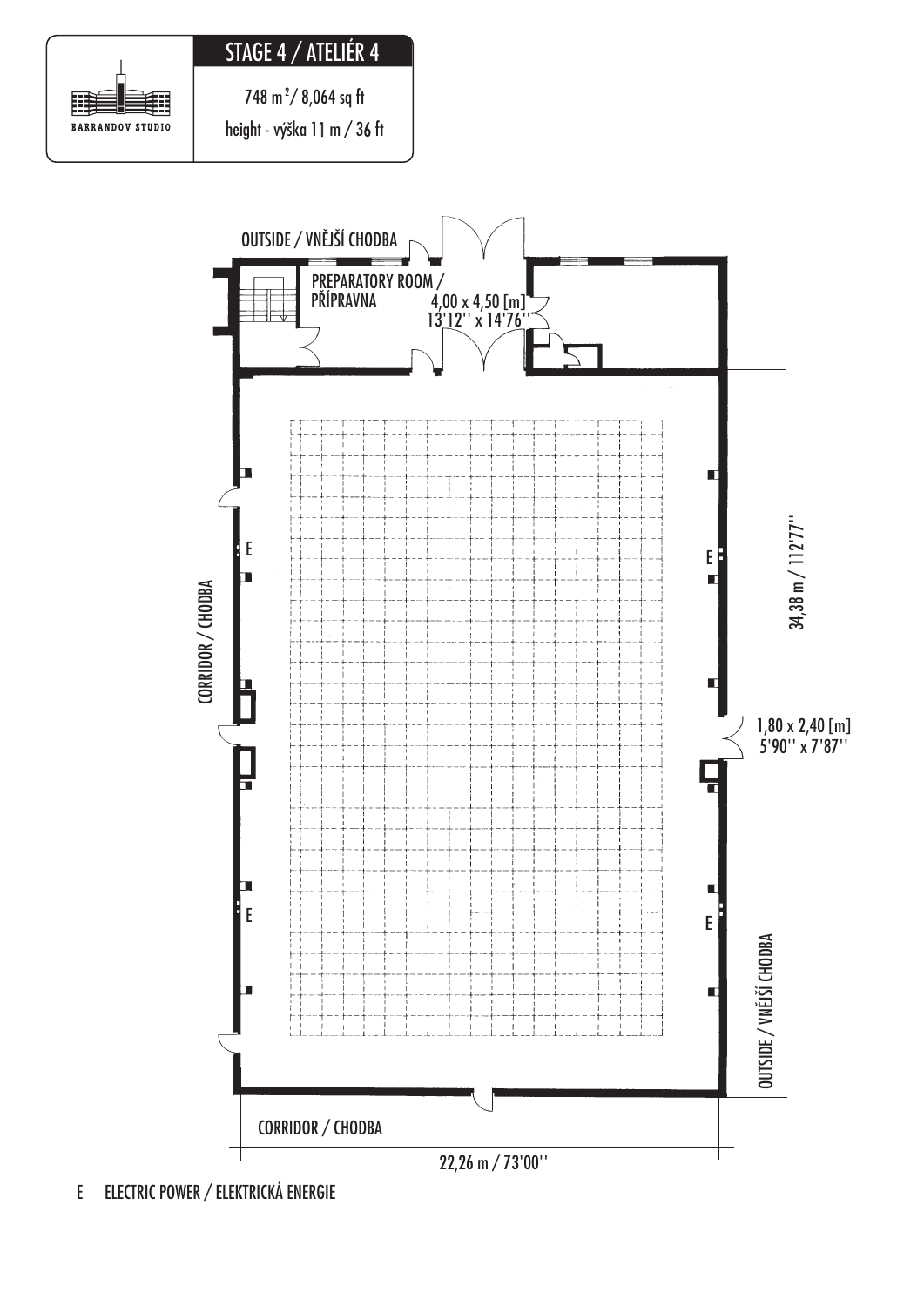BARRANDOV STUDIO

## STAGE 4 / ATELIÉR 4

748 m[2] / 8,064 sq ft

height - výška 11 m / 36 ft

OUTSIDE / VNĚJŠÍ CHODBA

PREPARATORY ROOM / PŘÍPRAVNA

4,00 x 4,50 [m]
13'12'' x 14'76''

E

E

E

E

CORRIDOR / CHODBA

34,38 m / 112'77''

1,80 x 2,40 [m]
5'90'' x 7'87''

OUTSIDE / VNĚJŠÍ CHODBA

CORRIDOR / CHODBA

22,26 m / 73'00''

E ELECTRIC POWER / ELEKTRICKÁ ENERGIE